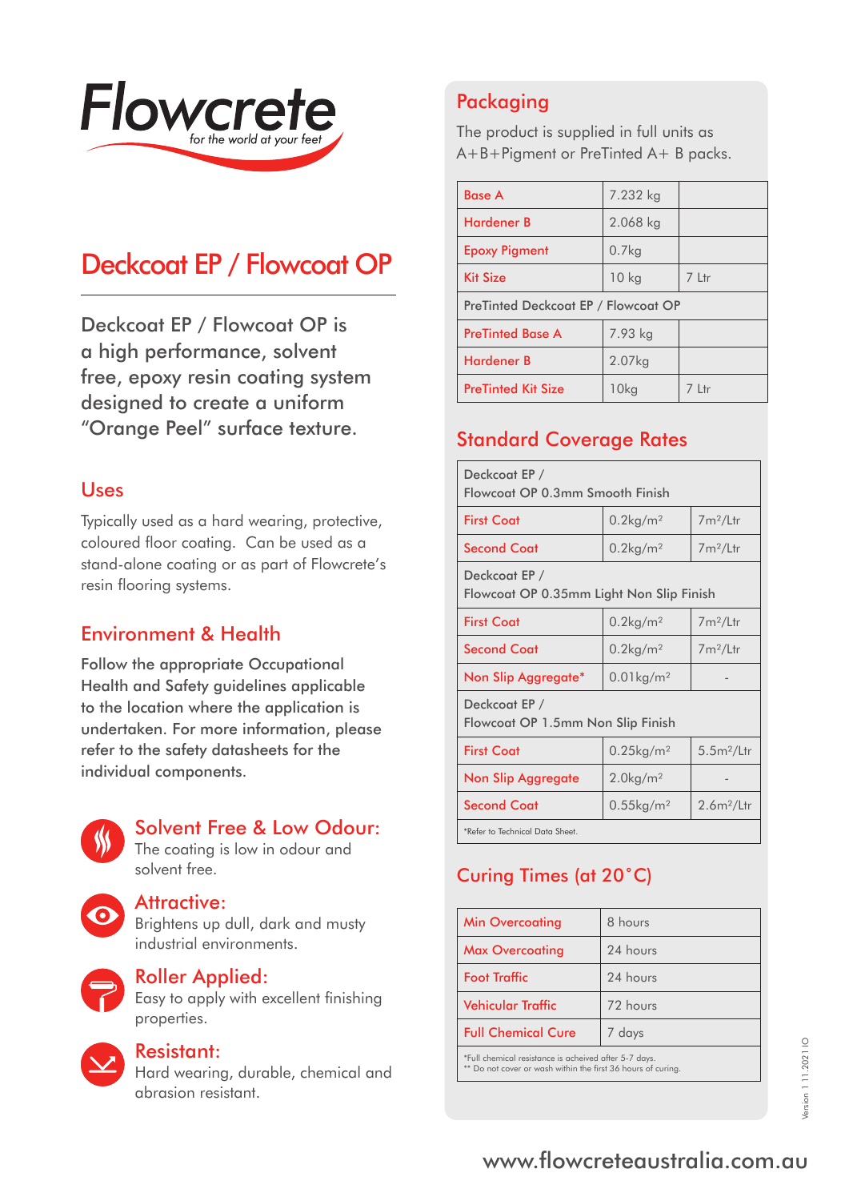# Flowcrete

*for the world at your feet*

# Deckcoat EP / Flowcoat OP

Deckcoat EP / Flowcoat OP is a high performance, solvent free, epoxy resin coating system designed to create a uniform "Orange Peel" surface texture.

## Uses

Typically used as a hard wearing, protective, coloured floor coating. Can be used as a stand-alone coating or as part of Flowcrete's resin flooring systems.

## Environment & Health

Follow the appropriate Occupational Health and Safety guidelines applicable to the location where the application is undertaken. For more information, please refer to the safety datasheets for the individual components.

### Solvent Free & Low Odour:

The coating is low in odour and solvent free.

### Attractive:

Brightens up dull, dark and musty industrial environments.

### Roller Applied:

Easy to apply with excellent finishing properties.

### Resistant:

Hard wearing, durable, chemical and abrasion resistant.

## Packaging

The product is supplied in full units as A+B+Pigment or PreTinted A+ B packs.

| | | |
|---|---|---|
| Base A | 7.232 kg | |
| Hardener B | 2.068 kg | |
| Epoxy Pigment | 0.7kg | |
| Kit Size | 10 kg | 7 Ltr |
| PreTinted Deckcoat EP / Flowcoat OP | | |
| PreTinted Base A | 7.93 kg | |
| Hardener B | 2.07kg | |
| PreTinted Kit Size | 10kg | 7 Ltr |

## Standard Coverage Rates

| | | |
|---|---|---|
| Deckcoat EP / Flowcoat OP 0.3mm Smooth Finish | | |
| First Coat | 0.2kg/m² | 7m²/Ltr |
| Second Coat | 0.2kg/m² | 7m²/Ltr |
| Deckcoat EP / Flowcoat OP 0.35mm Light Non Slip Finish | | |
| First Coat | 0.2kg/m² | 7m²/Ltr |
| Second Coat | 0.2kg/m² | 7m²/Ltr |
| Non Slip Aggregate* | 0.01kg/m² | - |
| Deckcoat EP / Flowcoat OP 1.5mm Non Slip Finish | | |
| First Coat | 0.25kg/m² | 5.5m²/Ltr |
| Non Slip Aggregate | 2.0kg/m² | - |
| Second Coat | 0.55kg/m² | 2.6m²/Ltr |

*Refer to Technical Data Sheet.

## Curing Times (at 20˚C)

| | |
|---|---|
| Min Overcoating | 8 hours |
| Max Overcoating | 24 hours |
| Foot Traffic | 24 hours |
| Vehicular Traffic | 72 hours |
| Full Chemical Cure | 7 days |

*Full chemical resistance is acheived after 5-7 days.
** Do not cover or wash within the first 36 hours of curing.

Version 1 11.2021 IO

www.flowcreteaustralia.com.au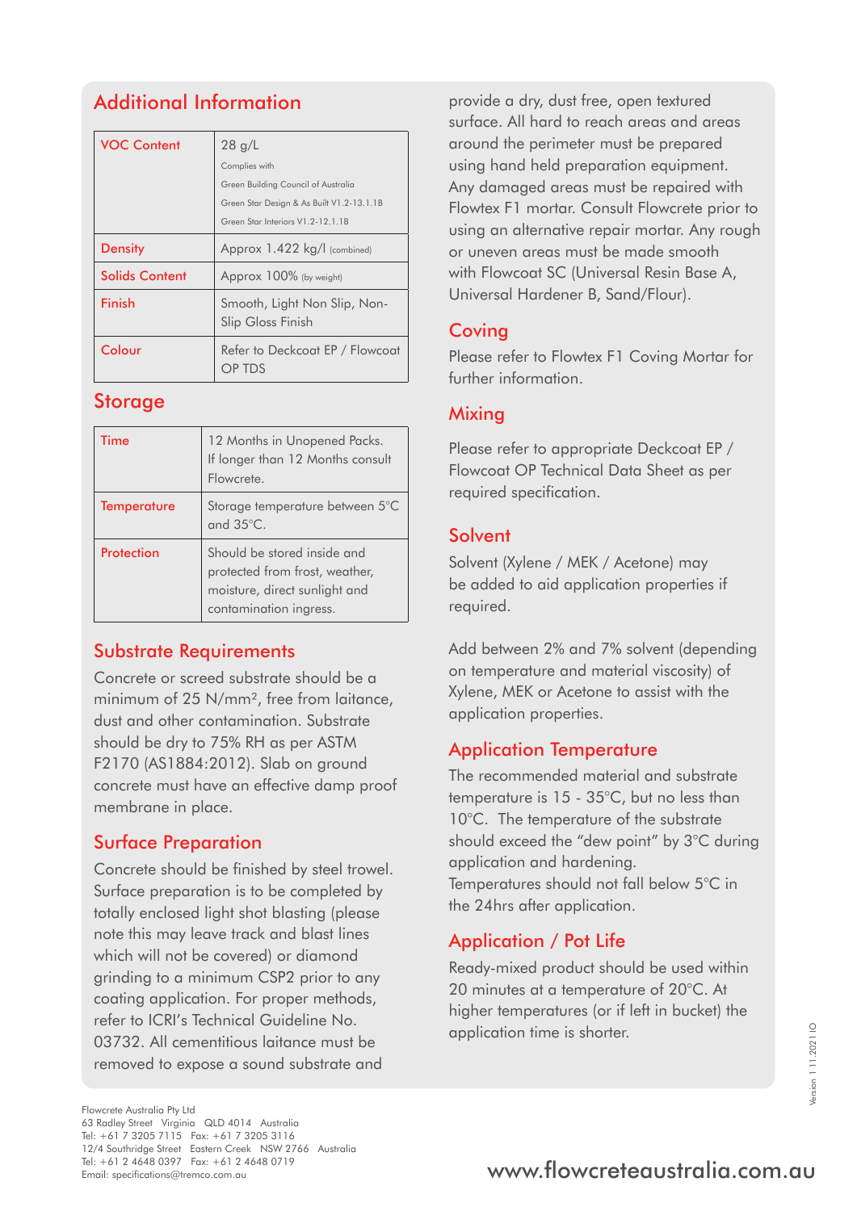## Additional Information

| | |
|---|---|
| VOC Content | 28 g/L<br>Complies with<br>Green Building Council of Australia<br>Green Star Design & As Built V1.2-13.1.1B<br>Green Star Interiors V1.2-12.1.1B |
| Density | Approx 1.422 kg/l (combined) |
| Solids Content | Approx 100% (by weight) |
| Finish | Smooth, Light Non Slip, Non-Slip Gloss Finish |
| Colour | Refer to Deckcoat EP / Flowcoat OP TDS |

## Storage

| | |
|---|---|
| Time | 12 Months in Unopened Packs. If longer than 12 Months consult Flowcrete. |
| Temperature | Storage temperature between 5°C and 35°C. |
| Protection | Should be stored inside and protected from frost, weather, moisture, direct sunlight and contamination ingress. |

## Substrate Requirements

Concrete or screed substrate should be a minimum of 25 N/mm², free from laitance, dust and other contamination. Substrate should be dry to 75% RH as per ASTM F2170 (AS1884:2012). Slab on ground concrete must have an effective damp proof membrane in place.

## Surface Preparation

Concrete should be finished by steel trowel. Surface preparation is to be completed by totally enclosed light shot blasting (please note this may leave track and blast lines which will not be covered) or diamond grinding to a minimum CSP2 prior to any coating application. For proper methods, refer to ICRI's Technical Guideline No. 03732. All cementitious laitance must be removed to expose a sound substrate and provide a dry, dust free, open textured surface. All hard to reach areas and areas around the perimeter must be prepared using hand held preparation equipment. Any damaged areas must be repaired with Flowtex F1 mortar. Consult Flowcrete prior to using an alternative repair mortar. Any rough or uneven areas must be made smooth with Flowcoat SC (Universal Resin Base A, Universal Hardener B, Sand/Flour).

## Coving

Please refer to Flowtex F1 Coving Mortar for further information.

## Mixing

Please refer to appropriate Deckcoat EP / Flowcoat OP Technical Data Sheet as per required specification.

## Solvent

Solvent (Xylene / MEK / Acetone) may be added to aid application properties if required.

Add between 2% and 7% solvent (depending on temperature and material viscosity) of Xylene, MEK or Acetone to assist with the application properties.

## Application Temperature

The recommended material and substrate temperature is 15 - 35°C, but no less than 10°C. The temperature of the substrate should exceed the "dew point" by 3°C during application and hardening.
Temperatures should not fall below 5°C in the 24hrs after application.

## Application / Pot Life

Ready-mixed product should be used within 20 minutes at a temperature of 20°C. At higher temperatures (or if left in bucket) the application time is shorter.

Flowcrete Australia Pty Ltd
63 Radley Street Virginia QLD 4014 Australia
Tel: +61 7 3205 7115 Fax: +61 7 3205 3116
12/4 Southridge Street Eastern Creek NSW 2766 Australia
Tel: +61 2 4648 0397 Fax: +61 2 4648 0719
Email: specifications@tremco.com.au

www.flowcreteaustralia.com.au

Version 1 11.2021 IO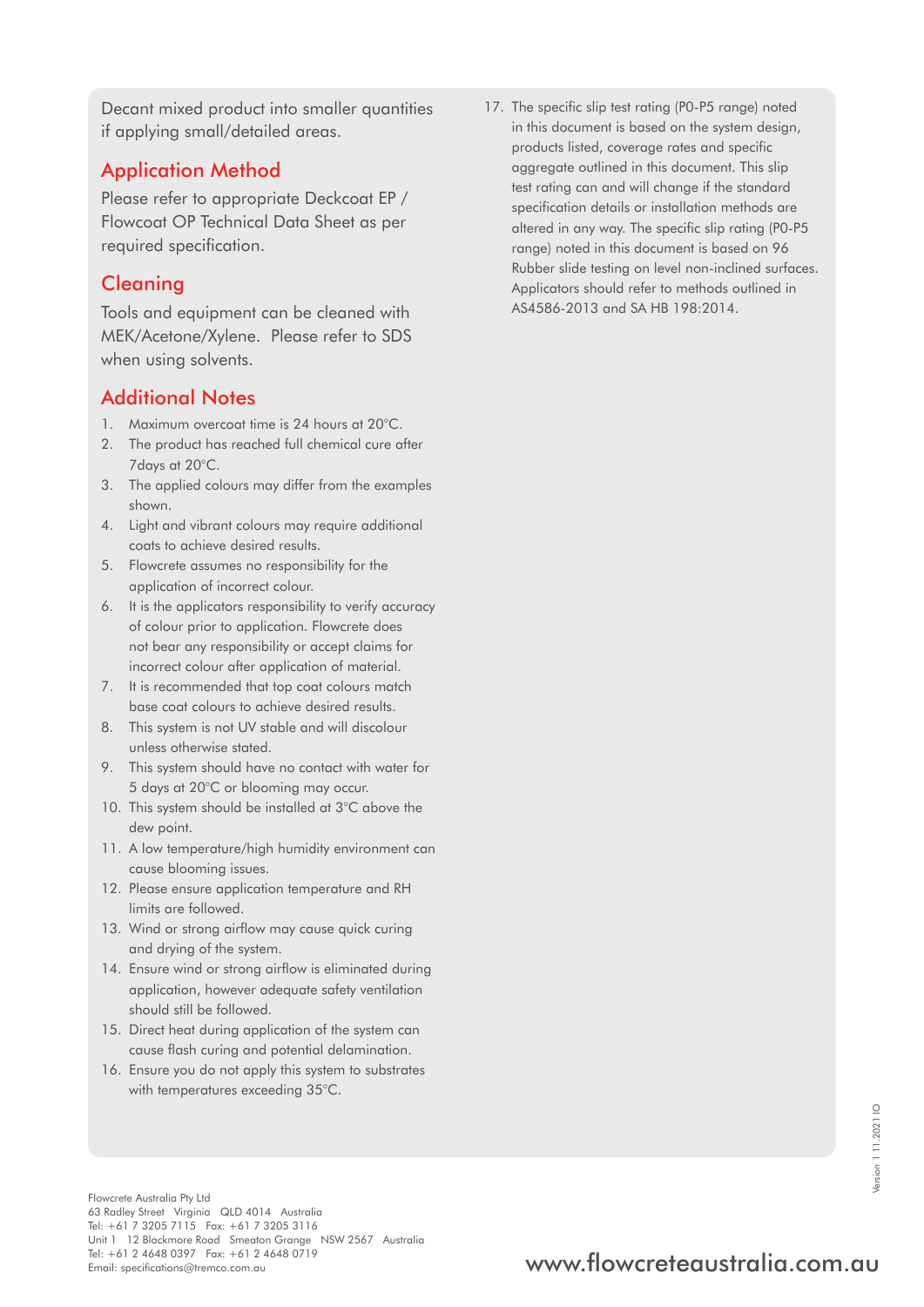Decant mixed product into smaller quantities if applying small/detailed areas.

## Application Method

Please refer to appropriate Deckcoat EP / Flowcoat OP Technical Data Sheet as per required specification.

## Cleaning

Tools and equipment can be cleaned with MEK/Acetone/Xylene. Please refer to SDS when using solvents.

## Additional Notes

1. Maximum overcoat time is 24 hours at 20°C.
2. The product has reached full chemical cure after 7days at 20°C.
3. The applied colours may differ from the examples shown.
4. Light and vibrant colours may require additional coats to achieve desired results.
5. Flowcrete assumes no responsibility for the application of incorrect colour.
6. It is the applicators responsibility to verify accuracy of colour prior to application. Flowcrete does not bear any responsibility or accept claims for incorrect colour after application of material.
7. It is recommended that top coat colours match base coat colours to achieve desired results.
8. This system is not UV stable and will discolour unless otherwise stated.
9. This system should have no contact with water for 5 days at 20°C or blooming may occur.
10. This system should be installed at 3°C above the dew point.
11. A low temperature/high humidity environment can cause blooming issues.
12. Please ensure application temperature and RH limits are followed.
13. Wind or strong airflow may cause quick curing and drying of the system.
14. Ensure wind or strong airflow is eliminated during application, however adequate safety ventilation should still be followed.
15. Direct heat during application of the system can cause flash curing and potential delamination.
16. Ensure you do not apply this system to substrates with temperatures exceeding 35°C.
17. The specific slip test rating (P0-P5 range) noted in this document is based on the system design, products listed, coverage rates and specific aggregate outlined in this document. This slip test rating can and will change if the standard specification details or installation methods are altered in any way. The specific slip rating (P0-P5 range) noted in this document is based on 96 Rubber slide testing on level non-inclined surfaces. Applicators should refer to methods outlined in AS4586-2013 and SA HB 198:2014.

Flowcrete Australia Pty Ltd
63 Radley Street Virginia QLD 4014 Australia
Tel: +61 7 3205 7115 Fax: +61 7 3205 3116
Unit 1 12 Blackmore Road Smeaton Grange NSW 2567 Australia
Tel: +61 2 4648 0397 Fax: +61 2 4648 0719
Email: specifications@tremco.com.au

www.flowcreteaustralia.com.au

Version 1 11.2021 IO